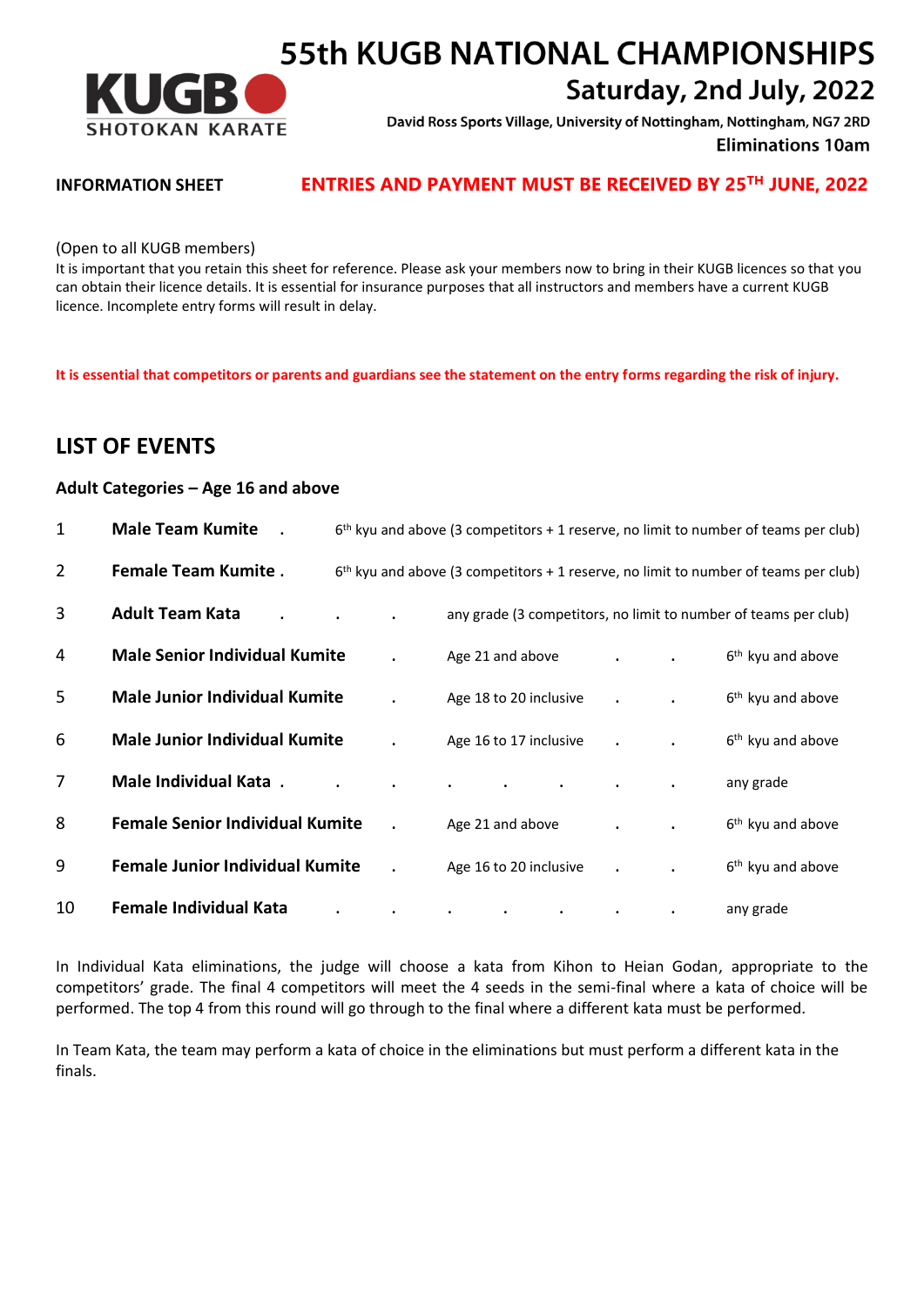# 55th KUGB NATIONAL CHAMPIONSHIPS

## Saturday, 2nd July, 2022

**David Ross Sports Village, University of Nottingham, Nottingham, NG7 2RD**

**Eliminations 10am**

**INFORMATION SHEET** **ENTRIES AND PAYMENT MUST BE RECEIVED BY 25TH JUNE, 2022**

(Open to all KUGB members)
It is important that you retain this sheet for reference. Please ask your members now to bring in their KUGB licences so that you can obtain their licence details. It is essential for insurance purposes that all instructors and members have a current KUGB licence. Incomplete entry forms will result in delay.

**It is essential that competitors or parents and guardians see the statement on the entry forms regarding the risk of injury.**

## LIST OF EVENTS

### Adult Categories – Age 16 and above

| No. | Event | Details | | |
|---|---|---|---|---|
| 1 | **Male Team Kumite** | 6th kyu and above (3 competitors + 1 reserve, no limit to number of teams per club) | | |
| 2 | **Female Team Kumite** | 6th kyu and above (3 competitors + 1 reserve, no limit to number of teams per club) | | |
| 3 | **Adult Team Kata** | any grade (3 competitors, no limit to number of teams per club) | | |
| 4 | **Male Senior Individual Kumite** | Age 21 and above | 6th kyu and above | |
| 5 | **Male Junior Individual Kumite** | Age 18 to 20 inclusive | 6th kyu and above | |
| 6 | **Male Junior Individual Kumite** | Age 16 to 17 inclusive | 6th kyu and above | |
| 7 | **Male Individual Kata** | | any grade | |
| 8 | **Female Senior Individual Kumite** | Age 21 and above | 6th kyu and above | |
| 9 | **Female Junior Individual Kumite** | Age 16 to 20 inclusive | 6th kyu and above | |
| 10 | **Female Individual Kata** | | any grade | |

In Individual Kata eliminations, the judge will choose a kata from Kihon to Heian Godan, appropriate to the competitors' grade. The final 4 competitors will meet the 4 seeds in the semi-final where a kata of choice will be performed. The top 4 from this round will go through to the final where a different kata must be performed.

In Team Kata, the team may perform a kata of choice in the eliminations but must perform a different kata in the finals.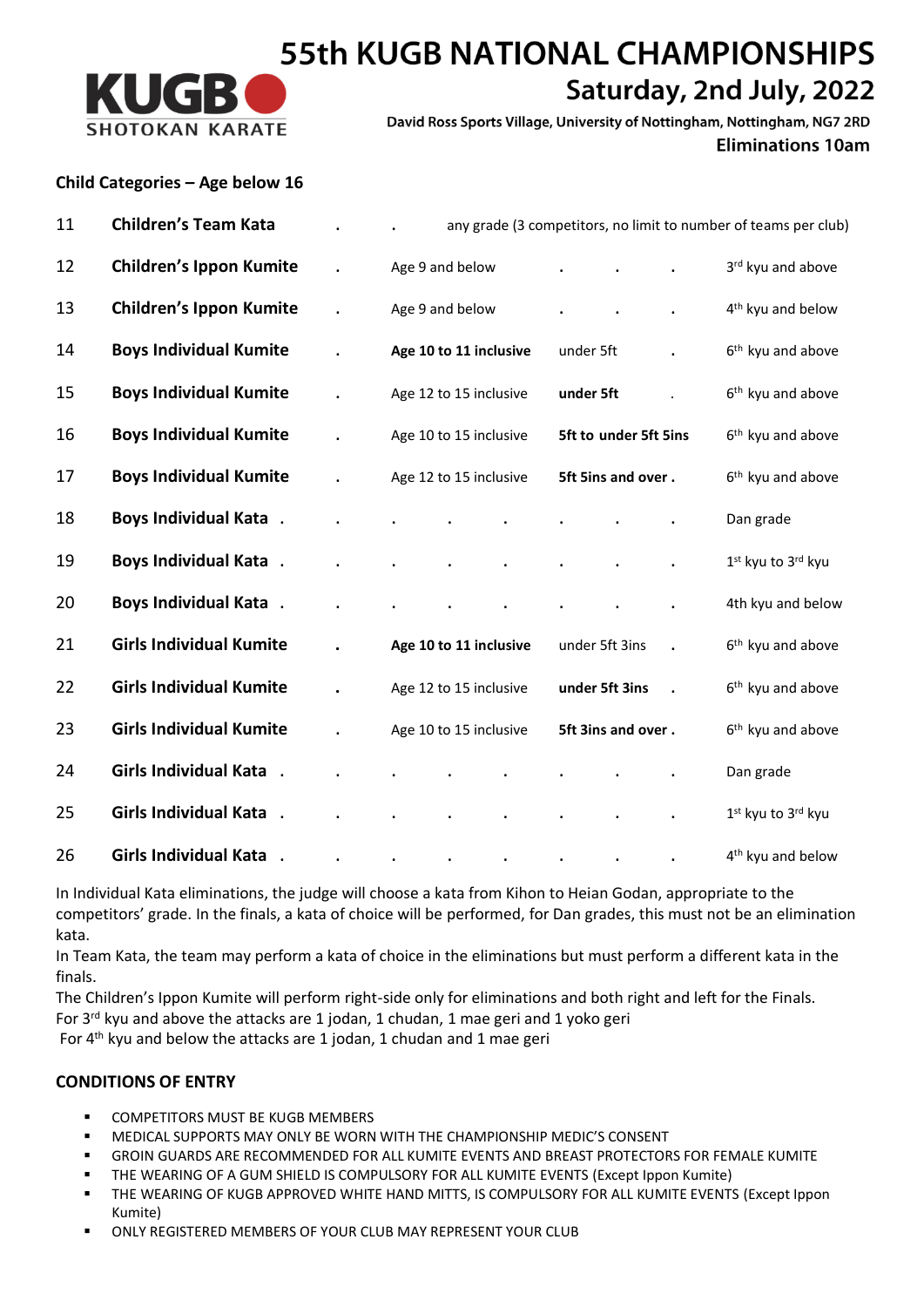# 55th KUGB NATIONAL CHAMPIONSHIPS

## Saturday, 2nd July, 2022

**David Ross Sports Village, University of Nottingham, Nottingham, NG7 2RD**

**Eliminations 10am**

**Child Categories – Age below 16**

| | | | | |
|---|---|---|---|---|
| 11 | **Children's Team Kata** | any grade (3 competitors, no limit to number of teams per club) | | |
| 12 | **Children's Ippon Kumite** | Age 9 and below | | 3rd kyu and above |
| 13 | **Children's Ippon Kumite** | Age 9 and below | | 4th kyu and below |
| 14 | **Boys Individual Kumite** | **Age 10 to 11 inclusive** | under 5ft | 6th kyu and above |
| 15 | **Boys Individual Kumite** | Age 12 to 15 inclusive | **under 5ft** | 6th kyu and above |
| 16 | **Boys Individual Kumite** | Age 10 to 15 inclusive | **5ft to under 5ft 5ins** | 6th kyu and above |
| 17 | **Boys Individual Kumite** | Age 12 to 15 inclusive | **5ft 5ins and over** | 6th kyu and above |
| 18 | **Boys Individual Kata** | | | Dan grade |
| 19 | **Boys Individual Kata** | | | 1st kyu to 3rd kyu |
| 20 | **Boys Individual Kata** | | | 4th kyu and below |
| 21 | **Girls Individual Kumite** | **Age 10 to 11 inclusive** | under 5ft 3ins | 6th kyu and above |
| 22 | **Girls Individual Kumite** | Age 12 to 15 inclusive | **under 5ft 3ins** | 6th kyu and above |
| 23 | **Girls Individual Kumite** | Age 10 to 15 inclusive | **5ft 3ins and over** | 6th kyu and above |
| 24 | **Girls Individual Kata** | | | Dan grade |
| 25 | **Girls Individual Kata** | | | 1st kyu to 3rd kyu |
| 26 | **Girls Individual Kata** | | | 4th kyu and below |

In Individual Kata eliminations, the judge will choose a kata from Kihon to Heian Godan, appropriate to the competitors' grade. In the finals, a kata of choice will be performed, for Dan grades, this must not be an elimination kata.

In Team Kata, the team may perform a kata of choice in the eliminations but must perform a different kata in the finals.

The Children's Ippon Kumite will perform right-side only for eliminations and both right and left for the Finals.

For 3rd kyu and above the attacks are 1 jodan, 1 chudan, 1 mae geri and 1 yoko geri

For 4th kyu and below the attacks are 1 jodan, 1 chudan and 1 mae geri

### CONDITIONS OF ENTRY

- COMPETITORS MUST BE KUGB MEMBERS
- MEDICAL SUPPORTS MAY ONLY BE WORN WITH THE CHAMPIONSHIP MEDIC'S CONSENT
- GROIN GUARDS ARE RECOMMENDED FOR ALL KUMITE EVENTS AND BREAST PROTECTORS FOR FEMALE KUMITE
- THE WEARING OF A GUM SHIELD IS COMPULSORY FOR ALL KUMITE EVENTS (Except Ippon Kumite)
- THE WEARING OF KUGB APPROVED WHITE HAND MITTS, IS COMPULSORY FOR ALL KUMITE EVENTS (Except Ippon Kumite)
- ONLY REGISTERED MEMBERS OF YOUR CLUB MAY REPRESENT YOUR CLUB